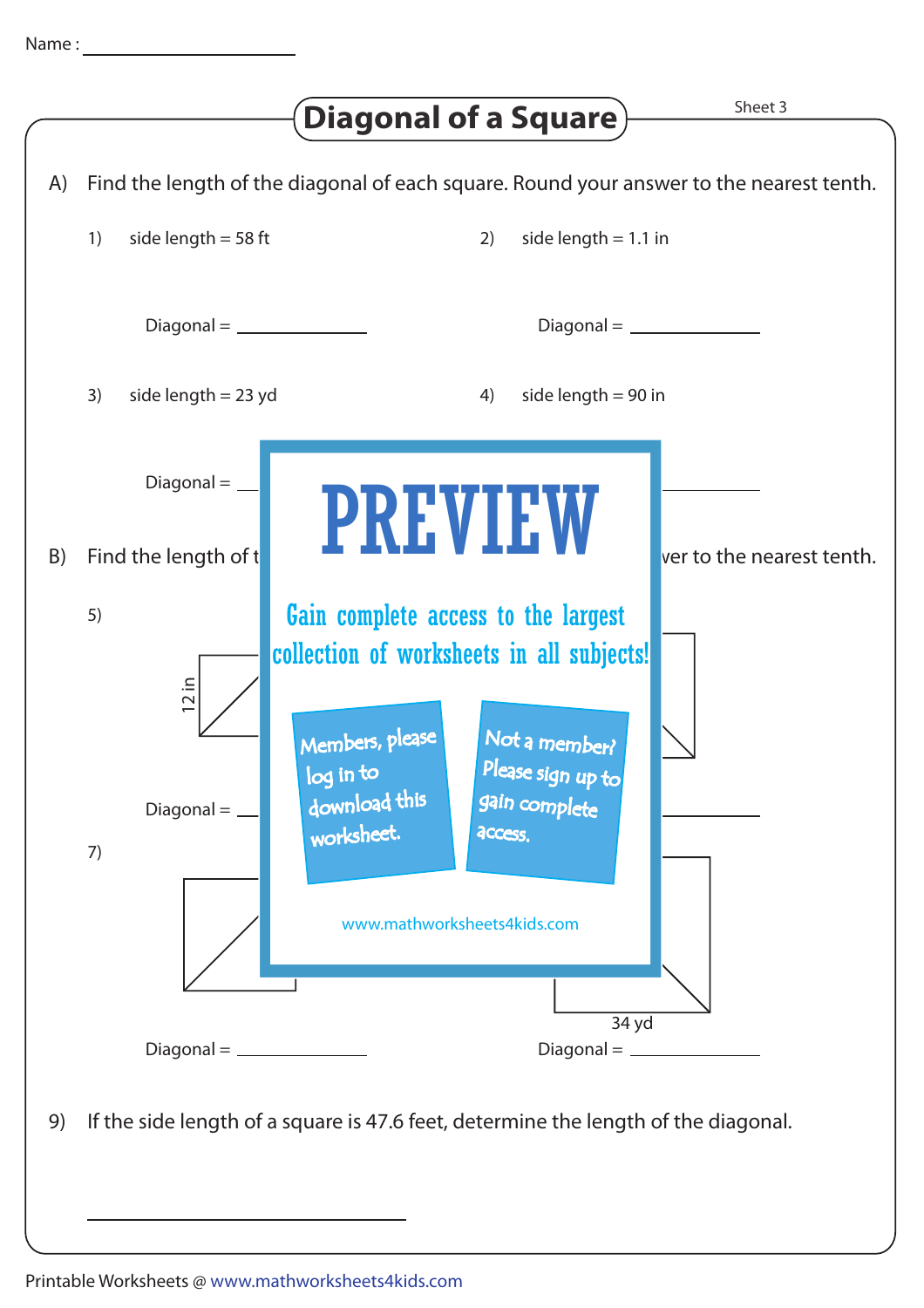Name : ____________________

# Diagonal of a Square

Sheet 3

A) Find the length of the diagonal of each square. Round your answer to the nearest tenth.

1) side length = 58 ft

Diagonal = ____________

2) side length = 1.1 in

Diagonal = ____________

3) side length = 23 yd

Diagonal = ____________

4) side length = 90 in

Diagonal = ____________

PREVIEW

Gain complete access to the largest collection of worksheets in all subjects!

Members, please log in to download this worksheet.

Not a member? Please sign up to gain complete access.

www.mathworksheets4kids.com

B) Find the length of t... ...ver to the nearest tenth.

5)

12 in

Diagonal = ____________

7)

Diagonal = ____________

34 yd

Diagonal = ____________

9) If the side length of a square is 47.6 feet, determine the length of the diagonal.

____________________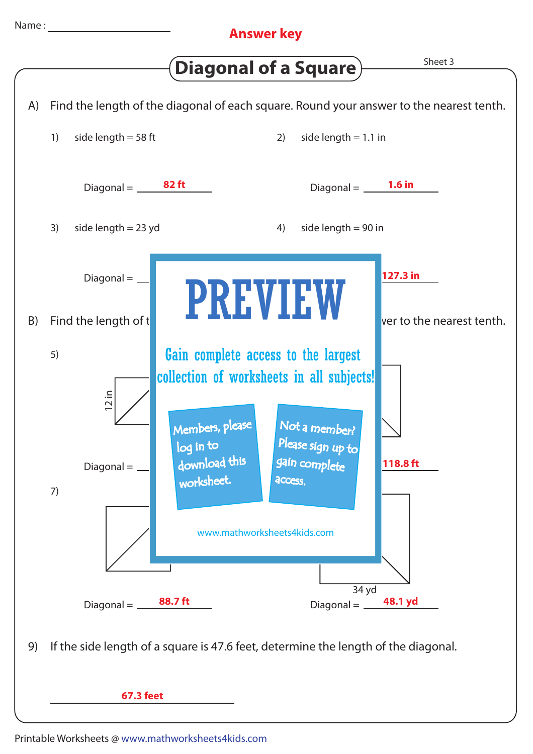Name : ___________________

**Answer key**

# Diagonal of a Square

Sheet 3

A) Find the length of the diagonal of each square. Round your answer to the nearest tenth.

1) side length = 58 ft

Diagonal = **82 ft**

2) side length = 1.1 in

Diagonal = **1.6 in**

3) side length = 23 yd

Diagonal = ___

4) side length = 90 in

Diagonal = **127.3 in**

# PREVIEW

Gain complete access to the largest collection of worksheets in all subjects!

Members, please log in to download this worksheet.

Not a member? Please sign up to gain complete access.

www.mathworksheets4kids.com

B) Find the length of t... ...ver to the nearest tenth.

5)

12 in

Diagonal = ___

Diagonal = **118.8 ft**

7)

34 yd

Diagonal = **88.7 ft**

Diagonal = **48.1 yd**

9) If the side length of a square is 47.6 feet, determine the length of the diagonal.

**67.3 feet**

Printable Worksheets @ www.mathworksheets4kids.com